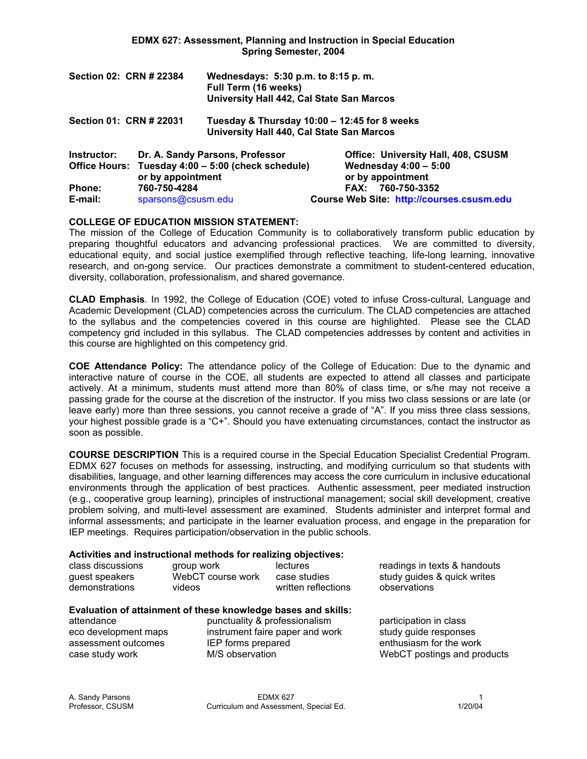# EDMX 627: Assessment, Planning and Instruction in Special Education
## Spring Semester, 2004

**Section 02: CRN # 22384** — **Wednesdays: 5:30 p.m. to 8:15 p. m.**
**Full Term (16 weeks)**
**University Hall 442, Cal State San Marcos**

**Section 01: CRN # 22031** — **Tuesday & Thursday 10:00 – 12:45 for 8 weeks**
**University Hall 440, Cal State San Marcos**

| | | |
|---|---|---|
| **Instructor:** | **Dr. A. Sandy Parsons, Professor** | **Office: University Hall, 408, CSUSM** |
| **Office Hours:** | **Tuesday 4:00 – 5:00 (check schedule) or by appointment** | **Wednesday 4:00 – 5:00 or by appointment** |
| **Phone:** | **760-750-4284** | **FAX: 760-750-3352** |
| **E-mail:** | sparsons@csusm.edu | **Course Web Site: http://courses.csusm.edu** |

**COLLEGE OF EDUCATION MISSION STATEMENT:**
The mission of the College of Education Community is to collaboratively transform public education by preparing thoughtful educators and advancing professional practices. We are committed to diversity, educational equity, and social justice exemplified through reflective teaching, life-long learning, innovative research, and on-gong service. Our practices demonstrate a commitment to student-centered education, diversity, collaboration, professionalism, and shared governance.

**CLAD Emphasis**. In 1992, the College of Education (COE) voted to infuse Cross-cultural, Language and Academic Development (CLAD) competencies across the curriculum. The CLAD competencies are attached to the syllabus and the competencies covered in this course are highlighted. Please see the CLAD competency grid included in this syllabus. The CLAD competencies addresses by content and activities in this course are highlighted on this competency grid.

**COE Attendance Policy:** The attendance policy of the College of Education: Due to the dynamic and interactive nature of course in the COE, all students are expected to attend all classes and participate actively. At a minimum, students must attend more than 80% of class time, or s/he may not receive a passing grade for the course at the discretion of the instructor. If you miss two class sessions or are late (or leave early) more than three sessions, you cannot receive a grade of "A". If you miss three class sessions, your highest possible grade is a "C+". Should you have extenuating circumstances, contact the instructor as soon as possible.

**COURSE DESCRIPTION** This is a required course in the Special Education Specialist Credential Program. EDMX 627 focuses on methods for assessing, instructing, and modifying curriculum so that students with disabilities, language, and other learning differences may access the core curriculum in inclusive educational environments through the application of best practices. Authentic assessment, peer mediated instruction (e.g., cooperative group learning), principles of instructional management; social skill development, creative problem solving, and multi-level assessment are examined. Students administer and interpret formal and informal assessments; and participate in the learner evaluation process, and engage in the preparation for IEP meetings. Requires participation/observation in the public schools.

**Activities and instructional methods for realizing objectives:**

| | | | |
|---|---|---|---|
| class discussions | group work | lectures | readings in texts & handouts |
| guest speakers | WebCT course work | case studies | study guides & quick writes |
| demonstrations | videos | written reflections | observations |

**Evaluation of attainment of these knowledge bases and skills:**

| | | |
|---|---|---|
| attendance | punctuality & professionalism | participation in class |
| eco development maps | instrument faire paper and work | study guide responses |
| assessment outcomes | IEP forms prepared | enthusiasm for the work |
| case study work | M/S observation | WebCT postings and products |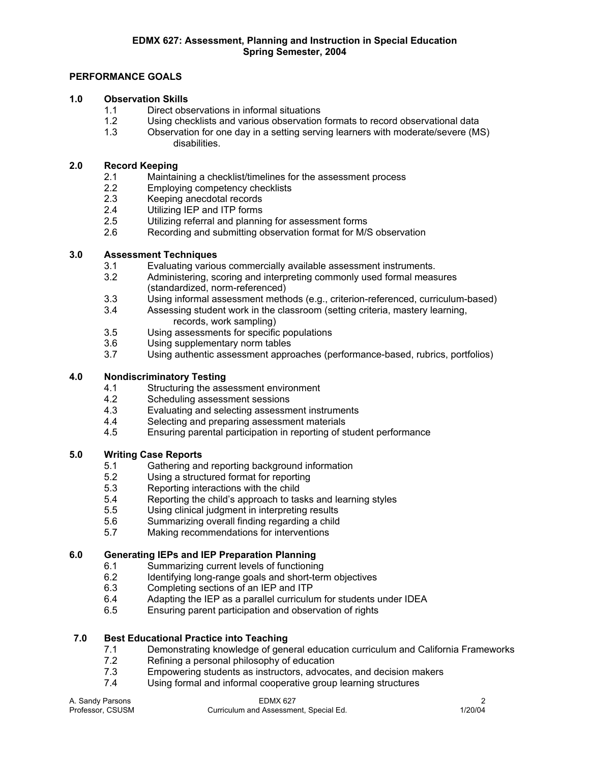**EDMX 627: Assessment, Planning and Instruction in Special Education**
**Spring Semester, 2004**

## PERFORMANCE GOALS

### 1.0 Observation Skills

- 1.1 Direct observations in informal situations
- 1.2 Using checklists and various observation formats to record observational data
- 1.3 Observation for one day in a setting serving learners with moderate/severe (MS) disabilities.

### 2.0 Record Keeping

- 2.1 Maintaining a checklist/timelines for the assessment process
- 2.2 Employing competency checklists
- 2.3 Keeping anecdotal records
- 2.4 Utilizing IEP and ITP forms
- 2.5 Utilizing referral and planning for assessment forms
- 2.6 Recording and submitting observation format for M/S observation

### 3.0 Assessment Techniques

- 3.1 Evaluating various commercially available assessment instruments.
- 3.2 Administering, scoring and interpreting commonly used formal measures (standardized, norm-referenced)
- 3.3 Using informal assessment methods (e.g., criterion-referenced, curriculum-based)
- 3.4 Assessing student work in the classroom (setting criteria, mastery learning, records, work sampling)
- 3.5 Using assessments for specific populations
- 3.6 Using supplementary norm tables
- 3.7 Using authentic assessment approaches (performance-based, rubrics, portfolios)

### 4.0 Nondiscriminatory Testing

- 4.1 Structuring the assessment environment
- 4.2 Scheduling assessment sessions
- 4.3 Evaluating and selecting assessment instruments
- 4.4 Selecting and preparing assessment materials
- 4.5 Ensuring parental participation in reporting of student performance

### 5.0 Writing Case Reports

- 5.1 Gathering and reporting background information
- 5.2 Using a structured format for reporting
- 5.3 Reporting interactions with the child
- 5.4 Reporting the child's approach to tasks and learning styles
- 5.5 Using clinical judgment in interpreting results
- 5.6 Summarizing overall finding regarding a child
- 5.7 Making recommendations for interventions

### 6.0 Generating IEPs and IEP Preparation Planning

- 6.1 Summarizing current levels of functioning
- 6.2 Identifying long-range goals and short-term objectives
- 6.3 Completing sections of an IEP and ITP
- 6.4 Adapting the IEP as a parallel curriculum for students under IDEA
- 6.5 Ensuring parent participation and observation of rights

### 7.0 Best Educational Practice into Teaching

- 7.1 Demonstrating knowledge of general education curriculum and California Frameworks
- 7.2 Refining a personal philosophy of education
- 7.3 Empowering students as instructors, advocates, and decision makers
- 7.4 Using formal and informal cooperative group learning structures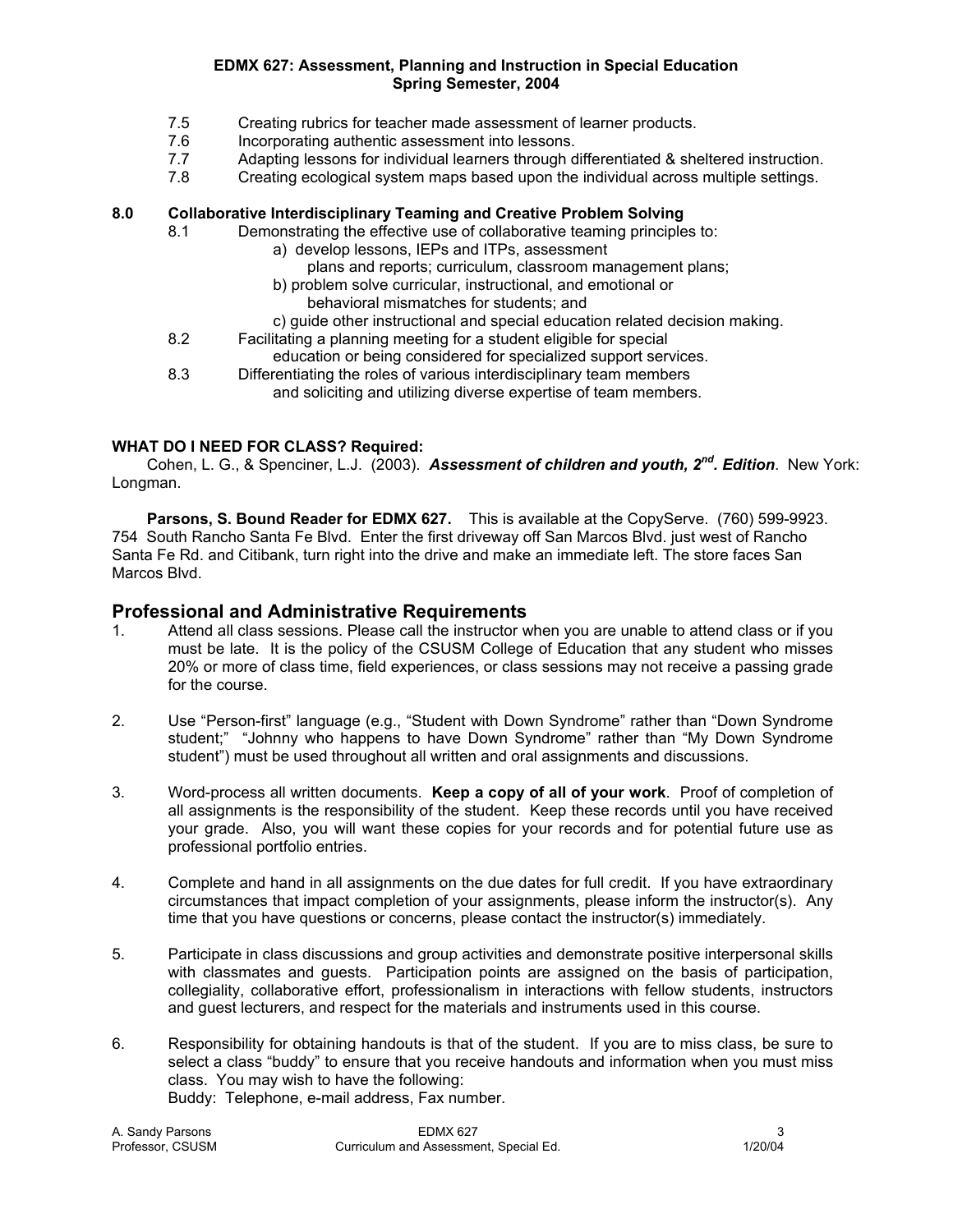7.5 Creating rubrics for teacher made assessment of learner products.
7.6 Incorporating authentic assessment into lessons.
7.7 Adapting lessons for individual learners through differentiated & sheltered instruction.
7.8 Creating ecological system maps based upon the individual across multiple settings.

**8.0 Collaborative Interdisciplinary Teaming and Creative Problem Solving**

8.1 Demonstrating the effective use of collaborative teaming principles to:
- a) develop lessons, IEPs and ITPs, assessment plans and reports; curriculum, classroom management plans;
- b) problem solve curricular, instructional, and emotional or behavioral mismatches for students; and
- c) guide other instructional and special education related decision making.

8.2 Facilitating a planning meeting for a student eligible for special education or being considered for specialized support services.

8.3 Differentiating the roles of various interdisciplinary team members and soliciting and utilizing diverse expertise of team members.

**WHAT DO I NEED FOR CLASS? Required:**

Cohen, L. G., & Spenciner, L.J. (2003). ***Assessment of children and youth, 2nd. Edition***. New York: Longman.

**Parsons, S. Bound Reader for EDMX 627.** This is available at the CopyServe. (760) 599-9923. 754 South Rancho Santa Fe Blvd. Enter the first driveway off San Marcos Blvd. just west of Rancho Santa Fe Rd. and Citibank, turn right into the drive and make an immediate left. The store faces San Marcos Blvd.

## Professional and Administrative Requirements

1. Attend all class sessions. Please call the instructor when you are unable to attend class or if you must be late. It is the policy of the CSUSM College of Education that any student who misses 20% or more of class time, field experiences, or class sessions may not receive a passing grade for the course.

2. Use "Person-first" language (e.g., "Student with Down Syndrome" rather than "Down Syndrome student;" "Johnny who happens to have Down Syndrome" rather than "My Down Syndrome student") must be used throughout all written and oral assignments and discussions.

3. Word-process all written documents. **Keep a copy of all of your work**. Proof of completion of all assignments is the responsibility of the student. Keep these records until you have received your grade. Also, you will want these copies for your records and for potential future use as professional portfolio entries.

4. Complete and hand in all assignments on the due dates for full credit. If you have extraordinary circumstances that impact completion of your assignments, please inform the instructor(s). Any time that you have questions or concerns, please contact the instructor(s) immediately.

5. Participate in class discussions and group activities and demonstrate positive interpersonal skills with classmates and guests. Participation points are assigned on the basis of participation, collegiality, collaborative effort, professionalism in interactions with fellow students, instructors and guest lecturers, and respect for the materials and instruments used in this course.

6. Responsibility for obtaining handouts is that of the student. If you are to miss class, be sure to select a class "buddy" to ensure that you receive handouts and information when you must miss class. You may wish to have the following:
   Buddy: Telephone, e-mail address, Fax number.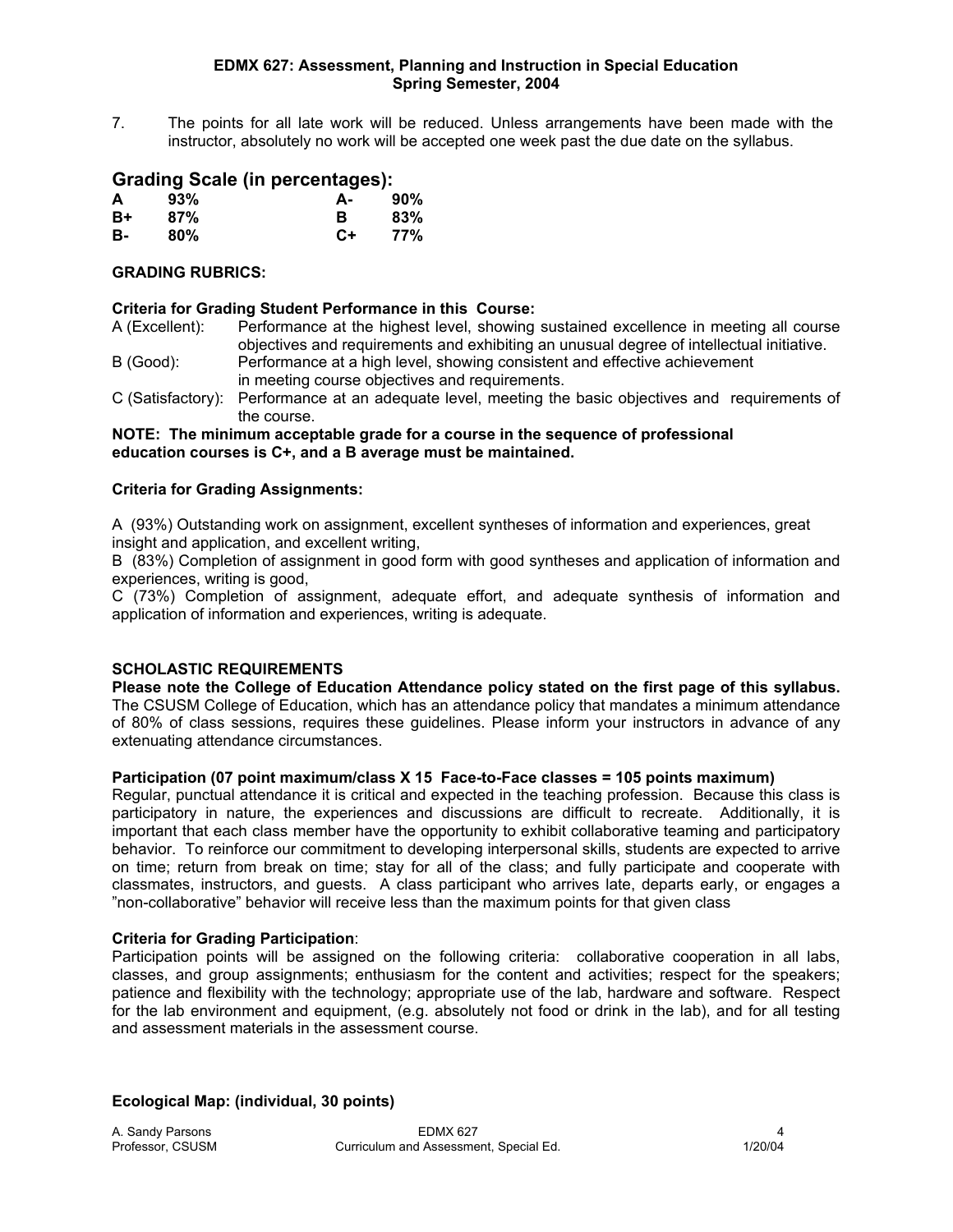7. The points for all late work will be reduced. Unless arrangements have been made with the instructor, absolutely no work will be accepted one week past the due date on the syllabus.

## Grading Scale (in percentages):

| | | | |
|---|---|---|---|
| **A** | **93%** | **A-** | **90%** |
| **B+** | **87%** | **B** | **83%** |
| **B-** | **80%** | **C+** | **77%** |

**GRADING RUBRICS:**

**Criteria for Grading Student Performance in this Course:**

A (Excellent): Performance at the highest level, showing sustained excellence in meeting all course objectives and requirements and exhibiting an unusual degree of intellectual initiative.

B (Good): Performance at a high level, showing consistent and effective achievement in meeting course objectives and requirements.

C (Satisfactory): Performance at an adequate level, meeting the basic objectives and requirements of the course.

**NOTE: The minimum acceptable grade for a course in the sequence of professional education courses is C+, and a B average must be maintained.**

**Criteria for Grading Assignments:**

A (93%) Outstanding work on assignment, excellent syntheses of information and experiences, great insight and application, and excellent writing,

B (83%) Completion of assignment in good form with good syntheses and application of information and experiences, writing is good,

C (73%) Completion of assignment, adequate effort, and adequate synthesis of information and application of information and experiences, writing is adequate.

**SCHOLASTIC REQUIREMENTS**

**Please note the College of Education Attendance policy stated on the first page of this syllabus.** The CSUSM College of Education, which has an attendance policy that mandates a minimum attendance of 80% of class sessions, requires these guidelines. Please inform your instructors in advance of any extenuating attendance circumstances.

**Participation (07 point maximum/class X 15 Face-to-Face classes = 105 points maximum)**

Regular, punctual attendance it is critical and expected in the teaching profession. Because this class is participatory in nature, the experiences and discussions are difficult to recreate. Additionally, it is important that each class member have the opportunity to exhibit collaborative teaming and participatory behavior. To reinforce our commitment to developing interpersonal skills, students are expected to arrive on time; return from break on time; stay for all of the class; and fully participate and cooperate with classmates, instructors, and guests. A class participant who arrives late, departs early, or engages a "non-collaborative" behavior will receive less than the maximum points for that given class

**Criteria for Grading Participation**:

Participation points will be assigned on the following criteria: collaborative cooperation in all labs, classes, and group assignments; enthusiasm for the content and activities; respect for the speakers; patience and flexibility with the technology; appropriate use of the lab, hardware and software. Respect for the lab environment and equipment, (e.g. absolutely not food or drink in the lab), and for all testing and assessment materials in the assessment course.

**Ecological Map: (individual, 30 points)**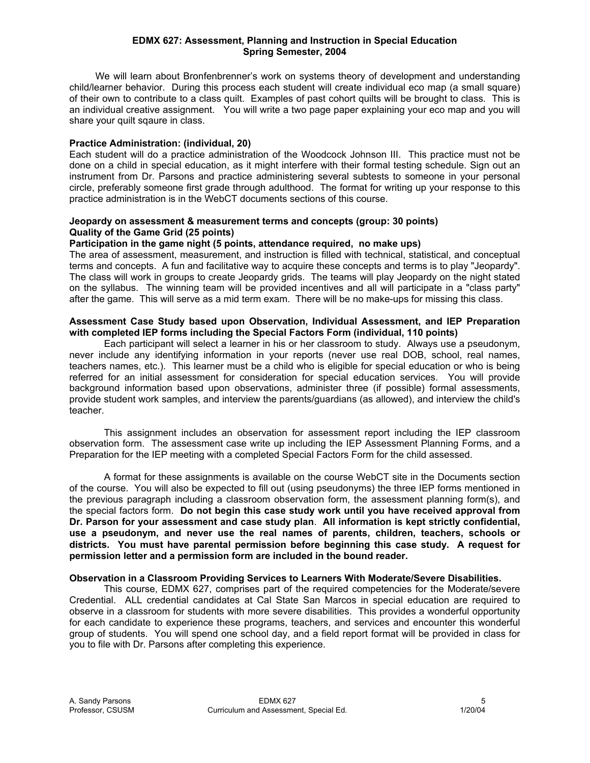**EDMX 627: Assessment, Planning and Instruction in Special Education**
**Spring Semester, 2004**

We will learn about Bronfenbrenner's work on systems theory of development and understanding child/learner behavior. During this process each student will create individual eco map (a small square) of their own to contribute to a class quilt. Examples of past cohort quilts will be brought to class. This is an individual creative assignment. You will write a two page paper explaining your eco map and you will share your quilt sqaure in class.

**Practice Administration: (individual, 20)**
Each student will do a practice administration of the Woodcock Johnson III. This practice must not be done on a child in special education, as it might interfere with their formal testing schedule. Sign out an instrument from Dr. Parsons and practice administering several subtests to someone in your personal circle, preferably someone first grade through adulthood. The format for writing up your response to this practice administration is in the WebCT documents sections of this course.

**Jeopardy on assessment & measurement terms and concepts (group: 30 points)**
**Quality of the Game Grid (25 points)**
**Participation in the game night (5 points, attendance required, no make ups)**
The area of assessment, measurement, and instruction is filled with technical, statistical, and conceptual terms and concepts. A fun and facilitative way to acquire these concepts and terms is to play "Jeopardy". The class will work in groups to create Jeopardy grids. The teams will play Jeopardy on the night stated on the syllabus. The winning team will be provided incentives and all will participate in a "class party" after the game. This will serve as a mid term exam. There will be no make-ups for missing this class.

**Assessment Case Study based upon Observation, Individual Assessment, and IEP Preparation with completed IEP forms including the Special Factors Form (individual, 110 points)**

Each participant will select a learner in his or her classroom to study. Always use a pseudonym, never include any identifying information in your reports (never use real DOB, school, real names, teachers names, etc.). This learner must be a child who is eligible for special education or who is being referred for an initial assessment for consideration for special education services. You will provide background information based upon observations, administer three (if possible) formal assessments, provide student work samples, and interview the parents/guardians (as allowed), and interview the child's teacher.

This assignment includes an observation for assessment report including the IEP classroom observation form. The assessment case write up including the IEP Assessment Planning Forms, and a Preparation for the IEP meeting with a completed Special Factors Form for the child assessed.

A format for these assignments is available on the course WebCT site in the Documents section of the course. You will also be expected to fill out (using pseudonyms) the three IEP forms mentioned in the previous paragraph including a classroom observation form, the assessment planning form(s), and the special factors form. **Do not begin this case study work until you have received approval from Dr. Parson for your assessment and case study plan**. **All information is kept strictly confidential, use a pseudonym, and never use the real names of parents, children, teachers, schools or districts. You must have parental permission before beginning this case study. A request for permission letter and a permission form are included in the bound reader.**

**Observation in a Classroom Providing Services to Learners With Moderate/Severe Disabilities.**

This course, EDMX 627, comprises part of the required competencies for the Moderate/severe Credential. ALL credential candidates at Cal State San Marcos in special education are required to observe in a classroom for students with more severe disabilities. This provides a wonderful opportunity for each candidate to experience these programs, teachers, and services and encounter this wonderful group of students. You will spend one school day, and a field report format will be provided in class for you to file with Dr. Parsons after completing this experience.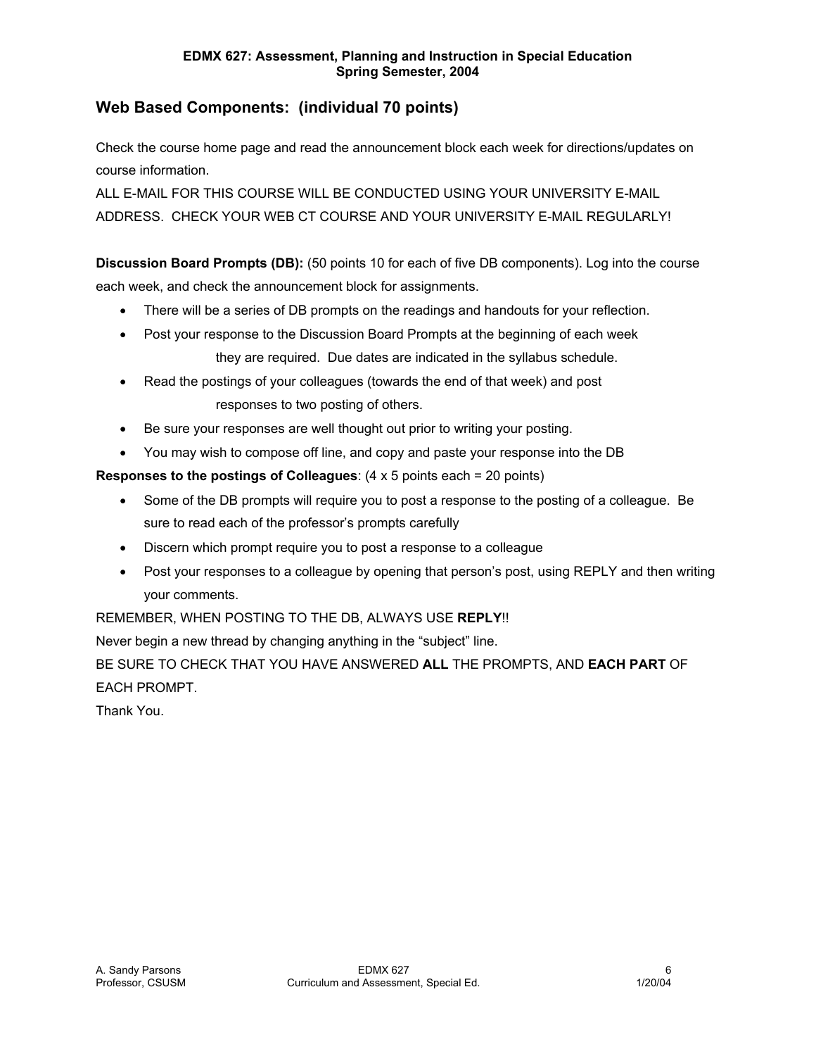## Web Based Components: (individual 70 points)

Check the course home page and read the announcement block each week for directions/updates on course information.

ALL E-MAIL FOR THIS COURSE WILL BE CONDUCTED USING YOUR UNIVERSITY E-MAIL ADDRESS. CHECK YOUR WEB CT COURSE AND YOUR UNIVERSITY E-MAIL REGULARLY!

**Discussion Board Prompts (DB):** (50 points 10 for each of five DB components). Log into the course each week, and check the announcement block for assignments.

- There will be a series of DB prompts on the readings and handouts for your reflection.
- Post your response to the Discussion Board Prompts at the beginning of each week they are required. Due dates are indicated in the syllabus schedule.
- Read the postings of your colleagues (towards the end of that week) and post responses to two posting of others.
- Be sure your responses are well thought out prior to writing your posting.
- You may wish to compose off line, and copy and paste your response into the DB

**Responses to the postings of Colleagues**: (4 x 5 points each = 20 points)

- Some of the DB prompts will require you to post a response to the posting of a colleague. Be sure to read each of the professor's prompts carefully
- Discern which prompt require you to post a response to a colleague
- Post your responses to a colleague by opening that person's post, using REPLY and then writing your comments.

REMEMBER, WHEN POSTING TO THE DB, ALWAYS USE **REPLY**!!

Never begin a new thread by changing anything in the "subject" line.

BE SURE TO CHECK THAT YOU HAVE ANSWERED **ALL** THE PROMPTS, AND **EACH PART** OF EACH PROMPT.

Thank You.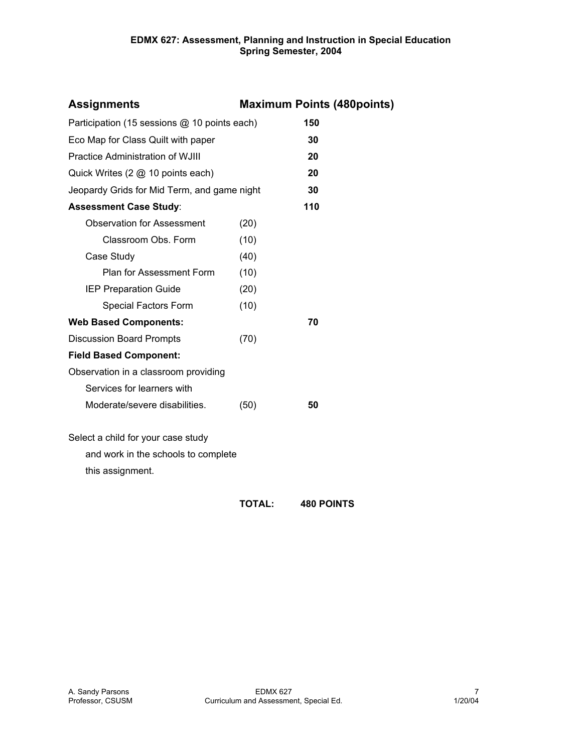**EDMX 627: Assessment, Planning and Instruction in Special Education**
**Spring Semester, 2004**

| Assignments | | Maximum Points (480points) |
|---|---|---|
| Participation (15 sessions @ 10 points each) | | **150** |
| Eco Map for Class Quilt with paper | | **30** |
| Practice Administration of WJIII | | **20** |
| Quick Writes (2 @ 10 points each) | | **20** |
| Jeopardy Grids for Mid Term, and game night | | **30** |
| **Assessment Case Study**: | | **110** |
| Observation for Assessment | (20) | |
| Classroom Obs. Form | (10) | |
| Case Study | (40) | |
| Plan for Assessment Form | (10) | |
| IEP Preparation Guide | (20) | |
| Special Factors Form | (10) | |
| **Web Based Components:** | | **70** |
| Discussion Board Prompts | (70) | |
| **Field Based Component:** | | |
| Observation in a classroom providing Services for learners with Moderate/severe disabilities. | (50) | **50** |
| Select a child for your case study and work in the schools to complete this assignment. | | |
| | **TOTAL:** | **480 POINTS** |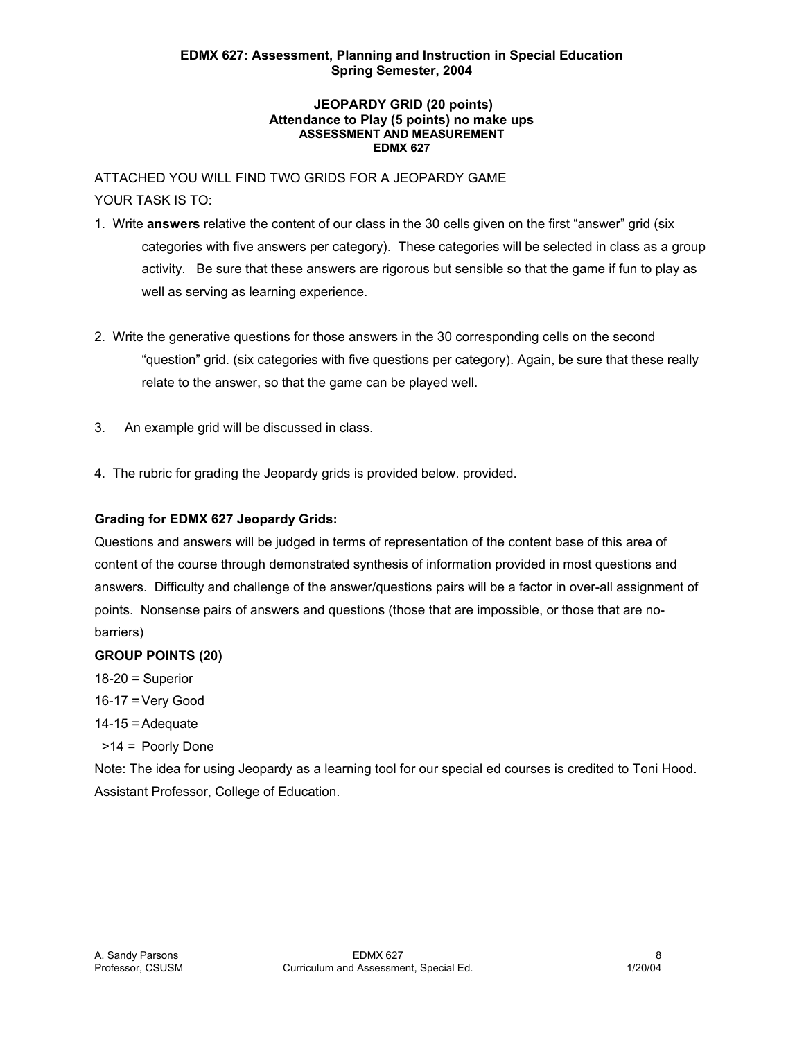**EDMX 627: Assessment, Planning and Instruction in Special Education**
**Spring Semester, 2004**

**JEOPARDY GRID (20 points)**
**Attendance to Play (5 points) no make ups**
**ASSESSMENT AND MEASUREMENT**
**EDMX 627**

ATTACHED YOU WILL FIND TWO GRIDS FOR A JEOPARDY GAME

YOUR TASK IS TO:

1. Write **answers** relative the content of our class in the 30 cells given on the first "answer" grid (six categories with five answers per category). These categories will be selected in class as a group activity. Be sure that these answers are rigorous but sensible so that the game if fun to play as well as serving as learning experience.

2. Write the generative questions for those answers in the 30 corresponding cells on the second "question" grid. (six categories with five questions per category). Again, be sure that these really relate to the answer, so that the game can be played well.

3. An example grid will be discussed in class.

4. The rubric for grading the Jeopardy grids is provided below. provided.

**Grading for EDMX 627 Jeopardy Grids:**

Questions and answers will be judged in terms of representation of the content base of this area of content of the course through demonstrated synthesis of information provided in most questions and answers. Difficulty and challenge of the answer/questions pairs will be a factor in over-all assignment of points. Nonsense pairs of answers and questions (those that are impossible, or those that are no-barriers)

**GROUP POINTS (20)**

18-20 = Superior

16-17 = Very Good

14-15 = Adequate

>14 = Poorly Done

Note: The idea for using Jeopardy as a learning tool for our special ed courses is credited to Toni Hood. Assistant Professor, College of Education.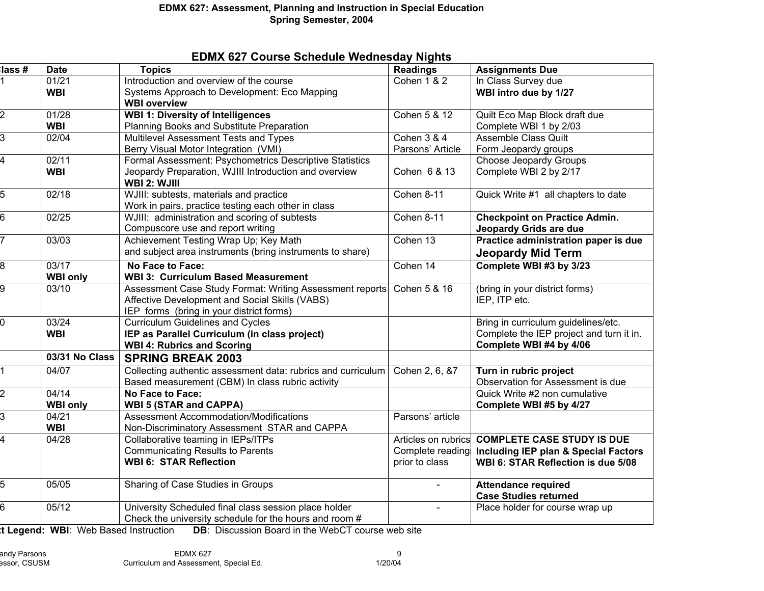**EDMX 627: Assessment, Planning and Instruction in Special Education**
**Spring Semester, 2004**

## EDMX 627 Course Schedule Wednesday Nights

| Class # | Date | Topics | Readings | Assignments Due |
|---|---|---|---|---|
| 1 | 01/21 **WBI** | Introduction and overview of the course Systems Approach to Development: Eco Mapping **WBI overview** | Cohen 1 & 2 | In Class Survey due **WBI intro due by 1/27** |
| 2 | 01/28 **WBI** | **WBI 1: Diversity of Intelligences** Planning Books and Substitute Preparation | Cohen 5 & 12 | Quilt Eco Map Block draft due Complete WBI 1 by 2/03 |
| 3 | 02/04 | Multilevel Assessment Tests and Types Berry Visual Motor Integration (VMI) | Cohen 3 & 4 Parsons' Article | Assemble Class Quilt Form Jeopardy groups |
| 4 | 02/11 **WBI** | Formal Assessment: Psychometrics Descriptive Statistics Jeopardy Preparation, WJIII Introduction and overview **WBI 2: WJIII** | Cohen 6 & 13 | Choose Jeopardy Groups Complete WBI 2 by 2/17 |
| 5 | 02/18 | WJIII: subtests, materials and practice Work in pairs, practice testing each other in class | Cohen 8-11 | Quick Write #1 all chapters to date |
| 6 | 02/25 | WJIII: administration and scoring of subtests Compuscore use and report writing | Cohen 8-11 | **Checkpoint on Practice Admin. Jeopardy Grids are due** |
| 7 | 03/03 | Achievement Testing Wrap Up; Key Math and subject area instruments (bring instruments to share) | Cohen 13 | **Practice administration paper is due Jeopardy Mid Term** |
| 8 | 03/17 **WBI only** | **No Face to Face: WBI 3: Curriculum Based Measurement** | Cohen 14 | **Complete WBI #3 by 3/23** |
| 9 | 03/10 | Assessment Case Study Format: Writing Assessment reports Affective Development and Social Skills (VABS) IEP forms (bring in your district forms) | Cohen 5 & 16 | (bring in your district forms) IEP, ITP etc. |
| 10 | 03/24 **WBI** | Curriculum Guidelines and Cycles **IEP as Parallel Curriculum (in class project) WBI 4: Rubrics and Scoring** | | Bring in curriculum guidelines/etc. Complete the IEP project and turn it in. **Complete WBI #4 by 4/06** |
| | **03/31 No Class** | **SPRING BREAK 2003** | | |
| 11 | 04/07 | Collecting authentic assessment data: rubrics and curriculum Based measurement (CBM) In class rubric activity | Cohen 2, 6, &7 | **Turn in rubric project** Observation for Assessment is due |
| 12 | 04/14 **WBI only** | **No Face to Face: WBI 5 (STAR and CAPPA)** | | Quick Write #2 non cumulative **Complete WBI #5 by 4/27** |
| 13 | 04/21 **WBI** | Assessment Accommodation/Modifications Non-Discriminatory Assessment STAR and CAPPA | Parsons' article | |
| 14 | 04/28 | Collaborative teaming in IEPs/ITPs Communicating Results to Parents **WBI 6: STAR Reflection** | Articles on rubrics Complete reading prior to class | **COMPLETE CASE STUDY IS DUE Including IEP plan & Special Factors WBI 6: STAR Reflection is due 5/08** |
| 15 | 05/05 | Sharing of Case Studies in Groups | - | **Attendance required Case Studies returned** |
| 16 | 05/12 | University Scheduled final class session place holder Check the university schedule for the hours and room # | - | Place holder for course wrap up |

**Text Legend: WBI**: Web Based Instruction **DB**: Discussion Board in the WebCT course web site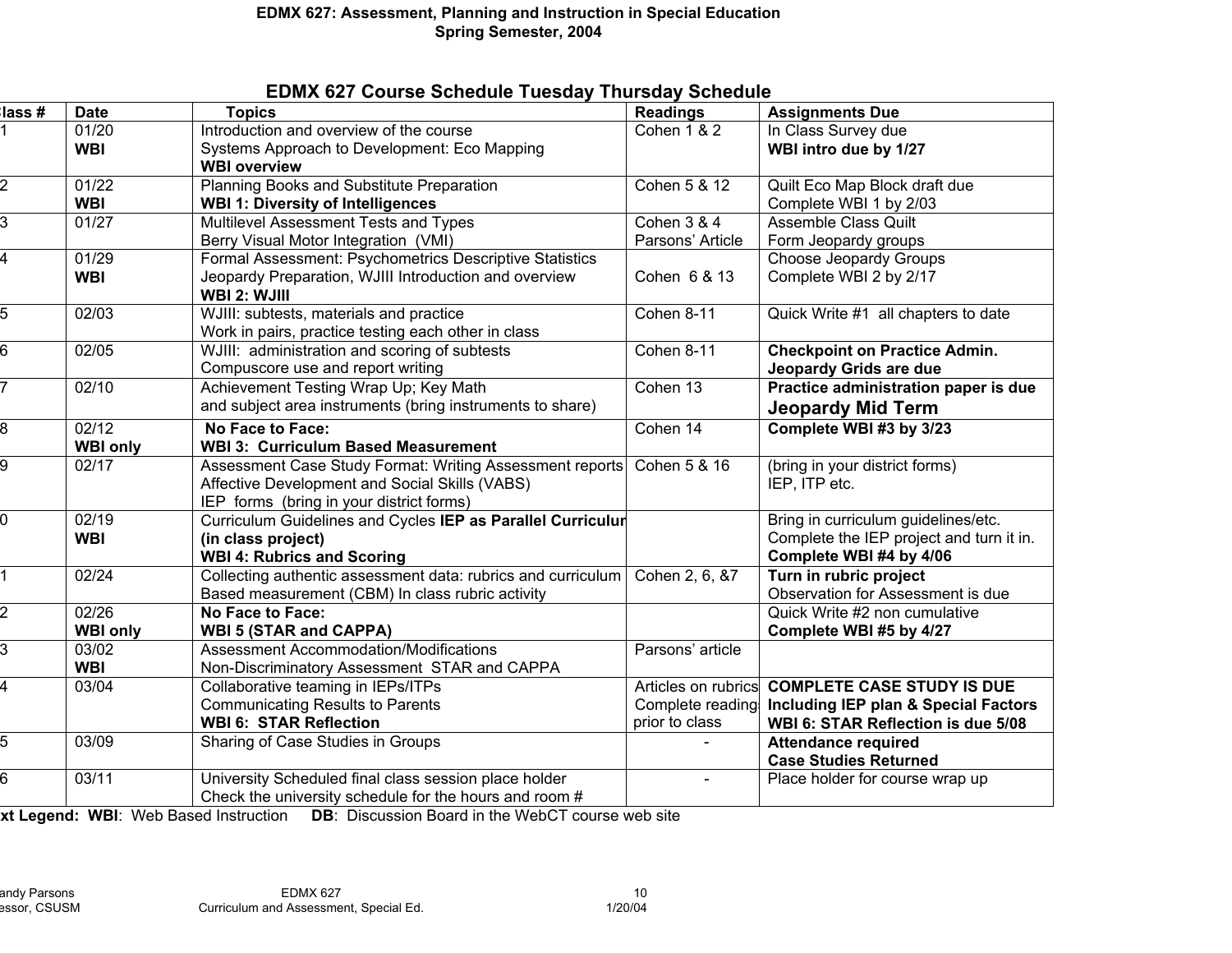**EDMX 627: Assessment, Planning and Instruction in Special Education**
**Spring Semester, 2004**

## EDMX 627 Course Schedule Tuesday Thursday Schedule

| lass # | Date | Topics | Readings | Assignments Due |
|---|---|---|---|---|
| 1 | 01/20 **WBI** | Introduction and overview of the course Systems Approach to Development: Eco Mapping **WBI overview** | Cohen 1 & 2 | In Class Survey due **WBI intro due by 1/27** |
| 2 | 01/22 **WBI** | Planning Books and Substitute Preparation **WBI 1: Diversity of Intelligences** | Cohen 5 & 12 | Quilt Eco Map Block draft due Complete WBI 1 by 2/03 |
| 3 | 01/27 | Multilevel Assessment Tests and Types Berry Visual Motor Integration (VMI) | Cohen 3 & 4 Parsons' Article | Assemble Class Quilt Form Jeopardy groups |
| 4 | 01/29 **WBI** | Formal Assessment: Psychometrics Descriptive Statistics Jeopardy Preparation, WJIII Introduction and overview **WBI 2: WJIII** | Cohen 6 & 13 | Choose Jeopardy Groups Complete WBI 2 by 2/17 |
| 5 | 02/03 | WJIII: subtests, materials and practice Work in pairs, practice testing each other in class | Cohen 8-11 | Quick Write #1 all chapters to date |
| 6 | 02/05 | WJIII: administration and scoring of subtests Compuscore use and report writing | Cohen 8-11 | **Checkpoint on Practice Admin. Jeopardy Grids are due** |
| 7 | 02/10 | Achievement Testing Wrap Up; Key Math and subject area instruments (bring instruments to share) | Cohen 13 | **Practice administration paper is due Jeopardy Mid Term** |
| 8 | 02/12 **WBI only** | **No Face to Face: WBI 3: Curriculum Based Measurement** | Cohen 14 | **Complete WBI #3 by 3/23** |
| 9 | 02/17 | Assessment Case Study Format: Writing Assessment reports Affective Development and Social Skills (VABS) IEP forms (bring in your district forms) | Cohen 5 & 16 | (bring in your district forms) IEP, ITP etc. |
| 0 | 02/19 **WBI** | Curriculum Guidelines and Cycles **IEP as Parallel Curriculur (in class project) WBI 4: Rubrics and Scoring** | | Bring in curriculum guidelines/etc. Complete the IEP project and turn it in. **Complete WBI #4 by 4/06** |
| 1 | 02/24 | Collecting authentic assessment data: rubrics and curriculum Based measurement (CBM) In class rubric activity | Cohen 2, 6, &7 | **Turn in rubric project** Observation for Assessment is due |
| 2 | 02/26 **WBI only** | **No Face to Face: WBI 5 (STAR and CAPPA)** | | Quick Write #2 non cumulative **Complete WBI #5 by 4/27** |
| 3 | 03/02 **WBI** | Assessment Accommodation/Modifications Non-Discriminatory Assessment STAR and CAPPA | Parsons' article | |
| 4 | 03/04 | Collaborative teaming in IEPs/ITPs Communicating Results to Parents **WBI 6: STAR Reflection** | Articles on rubrics Complete reading prior to class | **COMPLETE CASE STUDY IS DUE Including IEP plan & Special Factors WBI 6: STAR Reflection is due 5/08** |
| 5 | 03/09 | Sharing of Case Studies in Groups | - | **Attendance required Case Studies Returned** |
| 6 | 03/11 | University Scheduled final class session place holder Check the university schedule for the hours and room # | - | Place holder for course wrap up |

xt Legend: **WBI**: Web Based Instruction **DB**: Discussion Board in the WebCT course web site